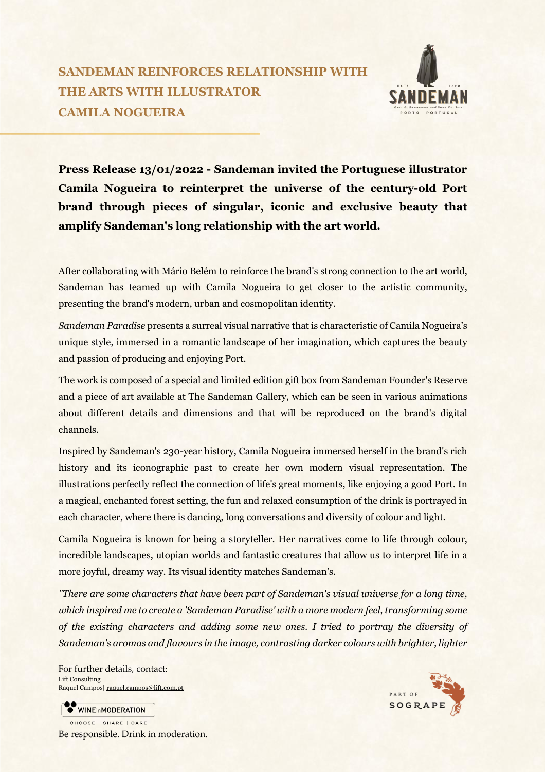# SANDEMAN REINFORCES RELATIONSHIP WITH THE ARTS WITH ILLUSTRATOR CAMILA NOGUEIRA

**Press Release 13/01/2022 - Sandeman invited the Portuguese illustrator Camila Nogueira to reinterpret the universe of the century-old Port brand through pieces of singular, iconic and exclusive beauty that amplify Sandeman's long relationship with the art world.**

After collaborating with Mário Belém to reinforce the brand's strong connection to the art world, Sandeman has teamed up with Camila Nogueira to get closer to the artistic community, presenting the brand's modern, urban and cosmopolitan identity.

*Sandeman Paradise* presents a surreal visual narrative that is characteristic of Camila Nogueira's unique style, immersed in a romantic landscape of her imagination, which captures the beauty and passion of producing and enjoying Port.

The work is composed of a special and limited edition gift box from Sandeman Founder's Reserve and a piece of art available at The Sandeman Gallery, which can be seen in various animations about different details and dimensions and that will be reproduced on the brand's digital channels.

Inspired by Sandeman's 230-year history, Camila Nogueira immersed herself in the brand's rich history and its iconographic past to create her own modern visual representation. The illustrations perfectly reflect the connection of life's great moments, like enjoying a good Port. In a magical, enchanted forest setting, the fun and relaxed consumption of the drink is portrayed in each character, where there is dancing, long conversations and diversity of colour and light.

Camila Nogueira is known for being a storyteller. Her narratives come to life through colour, incredible landscapes, utopian worlds and fantastic creatures that allow us to interpret life in a more joyful, dreamy way. Its visual identity matches Sandeman's.

*"There are some characters that have been part of Sandeman's visual universe for a long time, which inspired me to create a 'Sandeman Paradise' with a more modern feel, transforming some of the existing characters and adding some new ones. I tried to portray the diversity of Sandeman's aromas and flavours in the image, contrasting darker colours with brighter, lighter*

For further details, contact:
Lift Consulting
Raquel Campos| raquel.campos@lift.com.pt

Be responsible. Drink in moderation.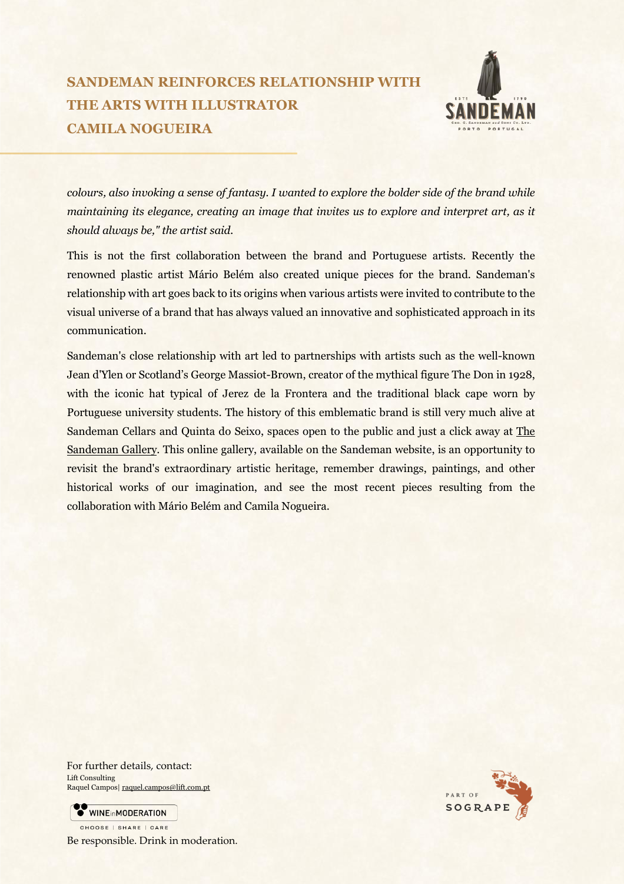# SANDEMAN REINFORCES RELATIONSHIP WITH THE ARTS WITH ILLUSTRATOR CAMILA NOGUEIRA

*colours, also invoking a sense of fantasy. I wanted to explore the bolder side of the brand while maintaining its elegance, creating an image that invites us to explore and interpret art, as it should always be," the artist said.*

This is not the first collaboration between the brand and Portuguese artists. Recently the renowned plastic artist Mário Belém also created unique pieces for the brand. Sandeman's relationship with art goes back to its origins when various artists were invited to contribute to the visual universe of a brand that has always valued an innovative and sophisticated approach in its communication.

Sandeman's close relationship with art led to partnerships with artists such as the well-known Jean d'Ylen or Scotland's George Massiot-Brown, creator of the mythical figure The Don in 1928, with the iconic hat typical of Jerez de la Frontera and the traditional black cape worn by Portuguese university students. The history of this emblematic brand is still very much alive at Sandeman Cellars and Quinta do Seixo, spaces open to the public and just a click away at The Sandeman Gallery. This online gallery, available on the Sandeman website, is an opportunity to revisit the brand's extraordinary artistic heritage, remember drawings, paintings, and other historical works of our imagination, and see the most recent pieces resulting from the collaboration with Mário Belém and Camila Nogueira.

For further details, contact:
Lift Consulting
Raquel Campos| raquel.campos@lift.com.pt

WINE in MODERATION
CHOOSE | SHARE | CARE

Be responsible. Drink in moderation.